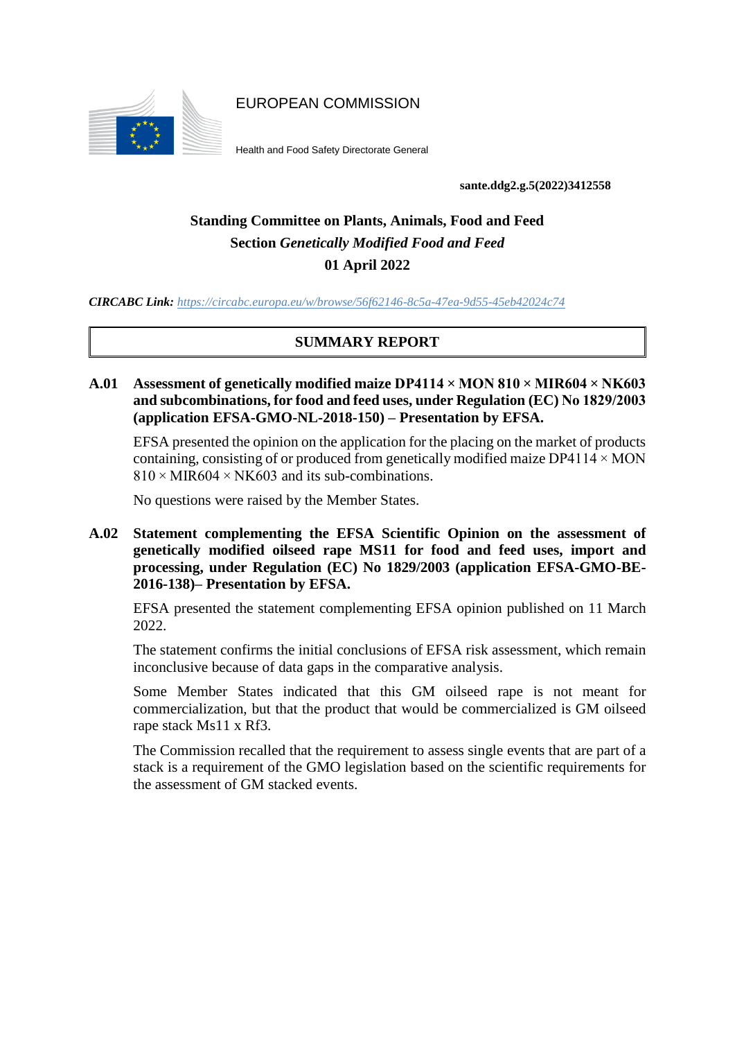EUROPEAN COMMISSION

Health and Food Safety Directorate General

**sante.ddg2.g.5(2022)3412558**

## Standing Committee on Plants, Animals, Food and Feed
## Section *Genetically Modified Food and Feed*
## 01 April 2022

***CIRCABC Link:*** *https://circabc.europa.eu/w/browse/56f62146-8c5a-47ea-9d55-45eb42024c74*

## SUMMARY REPORT

### A.01 Assessment of genetically modified maize DP4114 × MON 810 × MIR604 × NK603 and subcombinations, for food and feed uses, under Regulation (EC) No 1829/2003 (application EFSA-GMO-NL-2018-150) – Presentation by EFSA.

EFSA presented the opinion on the application for the placing on the market of products containing, consisting of or produced from genetically modified maize DP4114 × MON 810 × MIR604 × NK603 and its sub-combinations.

No questions were raised by the Member States.

### A.02 Statement complementing the EFSA Scientific Opinion on the assessment of genetically modified oilseed rape MS11 for food and feed uses, import and processing, under Regulation (EC) No 1829/2003 (application EFSA-GMO-BE-2016-138)– Presentation by EFSA.

EFSA presented the statement complementing EFSA opinion published on 11 March 2022.

The statement confirms the initial conclusions of EFSA risk assessment, which remain inconclusive because of data gaps in the comparative analysis.

Some Member States indicated that this GM oilseed rape is not meant for commercialization, but that the product that would be commercialized is GM oilseed rape stack Ms11 x Rf3.

The Commission recalled that the requirement to assess single events that are part of a stack is a requirement of the GMO legislation based on the scientific requirements for the assessment of GM stacked events.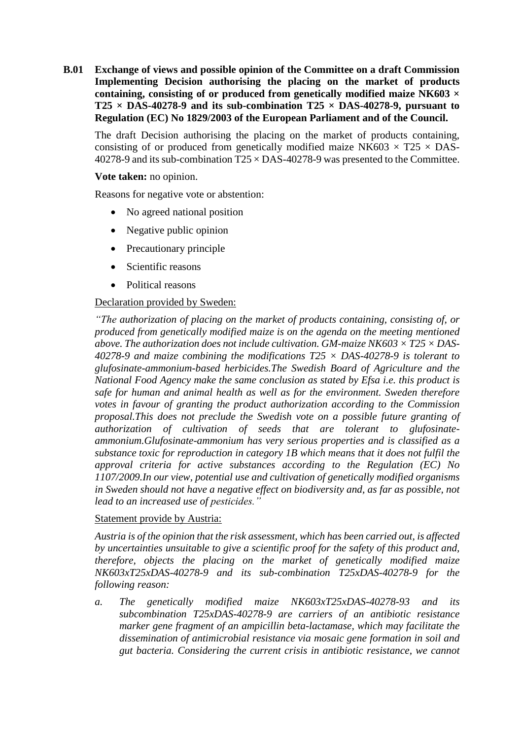**B.01 Exchange of views and possible opinion of the Committee on a draft Commission Implementing Decision authorising the placing on the market of products containing, consisting of or produced from genetically modified maize NK603 × T25 × DAS-40278-9 and its sub-combination T25 × DAS-40278-9, pursuant to Regulation (EC) No 1829/2003 of the European Parliament and of the Council.**

The draft Decision authorising the placing on the market of products containing, consisting of or produced from genetically modified maize NK603 × T25 × DAS-40278-9 and its sub-combination T25 × DAS-40278-9 was presented to the Committee.

**Vote taken:** no opinion.

Reasons for negative vote or abstention:

- No agreed national position
- Negative public opinion
- Precautionary principle
- Scientific reasons
- Political reasons

Declaration provided by Sweden:

*"The authorization of placing on the market of products containing, consisting of, or produced from genetically modified maize is on the agenda on the meeting mentioned above. The authorization does not include cultivation. GM-maize NK603 × T25 × DAS-40278-9 and maize combining the modifications T25 × DAS-40278-9 is tolerant to glufosinate-ammonium-based herbicides.The Swedish Board of Agriculture and the National Food Agency make the same conclusion as stated by Efsa i.e. this product is safe for human and animal health as well as for the environment. Sweden therefore votes in favour of granting the product authorization according to the Commission proposal.This does not preclude the Swedish vote on a possible future granting of authorization of cultivation of seeds that are tolerant to glufosinate-ammonium.Glufosinate-ammonium has very serious properties and is classified as a substance toxic for reproduction in category 1B which means that it does not fulfil the approval criteria for active substances according to the Regulation (EC) No 1107/2009.In our view, potential use and cultivation of genetically modified organisms in Sweden should not have a negative effect on biodiversity and, as far as possible, not lead to an increased use of pesticides."*

Statement provide by Austria:

*Austria is of the opinion that the risk assessment, which has been carried out, is affected by uncertainties unsuitable to give a scientific proof for the safety of this product and, therefore, objects the placing on the market of genetically modified maize NK603xT25xDAS-40278-9 and its sub-combination T25xDAS-40278-9 for the following reason:*

a. *The genetically modified maize NK603xT25xDAS-40278-93 and its subcombination T25xDAS-40278-9 are carriers of an antibiotic resistance marker gene fragment of an ampicillin beta-lactamase, which may facilitate the dissemination of antimicrobial resistance via mosaic gene formation in soil and gut bacteria. Considering the current crisis in antibiotic resistance, we cannot*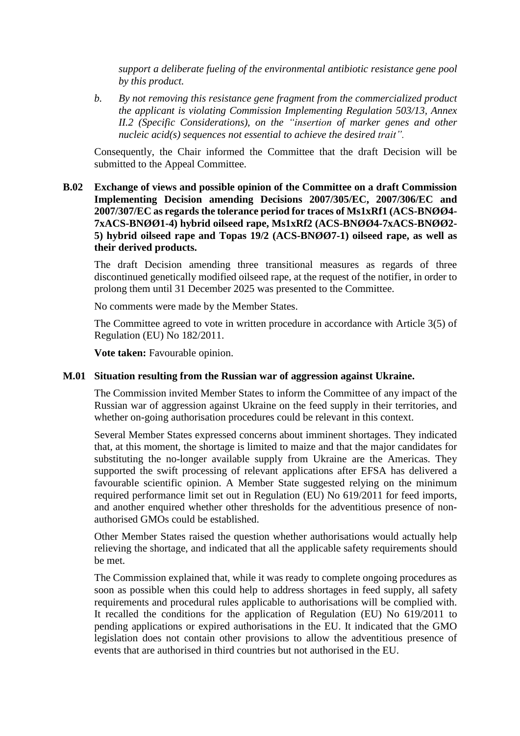*support a deliberate fueling of the environmental antibiotic resistance gene pool by this product.*

*b. By not removing this resistance gene fragment from the commercialized product the applicant is violating Commission Implementing Regulation 503/13, Annex II.2 (Specific Considerations), on the "insertion of marker genes and other nucleic acid(s) sequences not essential to achieve the desired trait".*

Consequently, the Chair informed the Committee that the draft Decision will be submitted to the Appeal Committee.

**B.02 Exchange of views and possible opinion of the Committee on a draft Commission Implementing Decision amending Decisions 2007/305/EC, 2007/306/EC and 2007/307/EC as regards the tolerance period for traces of Ms1xRf1 (ACS-BNØØ4-7xACS-BNØØ1-4) hybrid oilseed rape, Ms1xRf2 (ACS-BNØØ4-7xACS-BNØØ2-5) hybrid oilseed rape and Topas 19/2 (ACS-BNØØ7-1) oilseed rape, as well as their derived products.**

The draft Decision amending three transitional measures as regards of three discontinued genetically modified oilseed rape, at the request of the notifier, in order to prolong them until 31 December 2025 was presented to the Committee.

No comments were made by the Member States.

The Committee agreed to vote in written procedure in accordance with Article 3(5) of Regulation (EU) No 182/2011.

**Vote taken:** Favourable opinion.

**M.01 Situation resulting from the Russian war of aggression against Ukraine.**

The Commission invited Member States to inform the Committee of any impact of the Russian war of aggression against Ukraine on the feed supply in their territories, and whether on-going authorisation procedures could be relevant in this context.

Several Member States expressed concerns about imminent shortages. They indicated that, at this moment, the shortage is limited to maize and that the major candidates for substituting the no-longer available supply from Ukraine are the Americas. They supported the swift processing of relevant applications after EFSA has delivered a favourable scientific opinion. A Member State suggested relying on the minimum required performance limit set out in Regulation (EU) No 619/2011 for feed imports, and another enquired whether other thresholds for the adventitious presence of non-authorised GMOs could be established.

Other Member States raised the question whether authorisations would actually help relieving the shortage, and indicated that all the applicable safety requirements should be met.

The Commission explained that, while it was ready to complete ongoing procedures as soon as possible when this could help to address shortages in feed supply, all safety requirements and procedural rules applicable to authorisations will be complied with. It recalled the conditions for the application of Regulation (EU) No 619/2011 to pending applications or expired authorisations in the EU. It indicated that the GMO legislation does not contain other provisions to allow the adventitious presence of events that are authorised in third countries but not authorised in the EU.